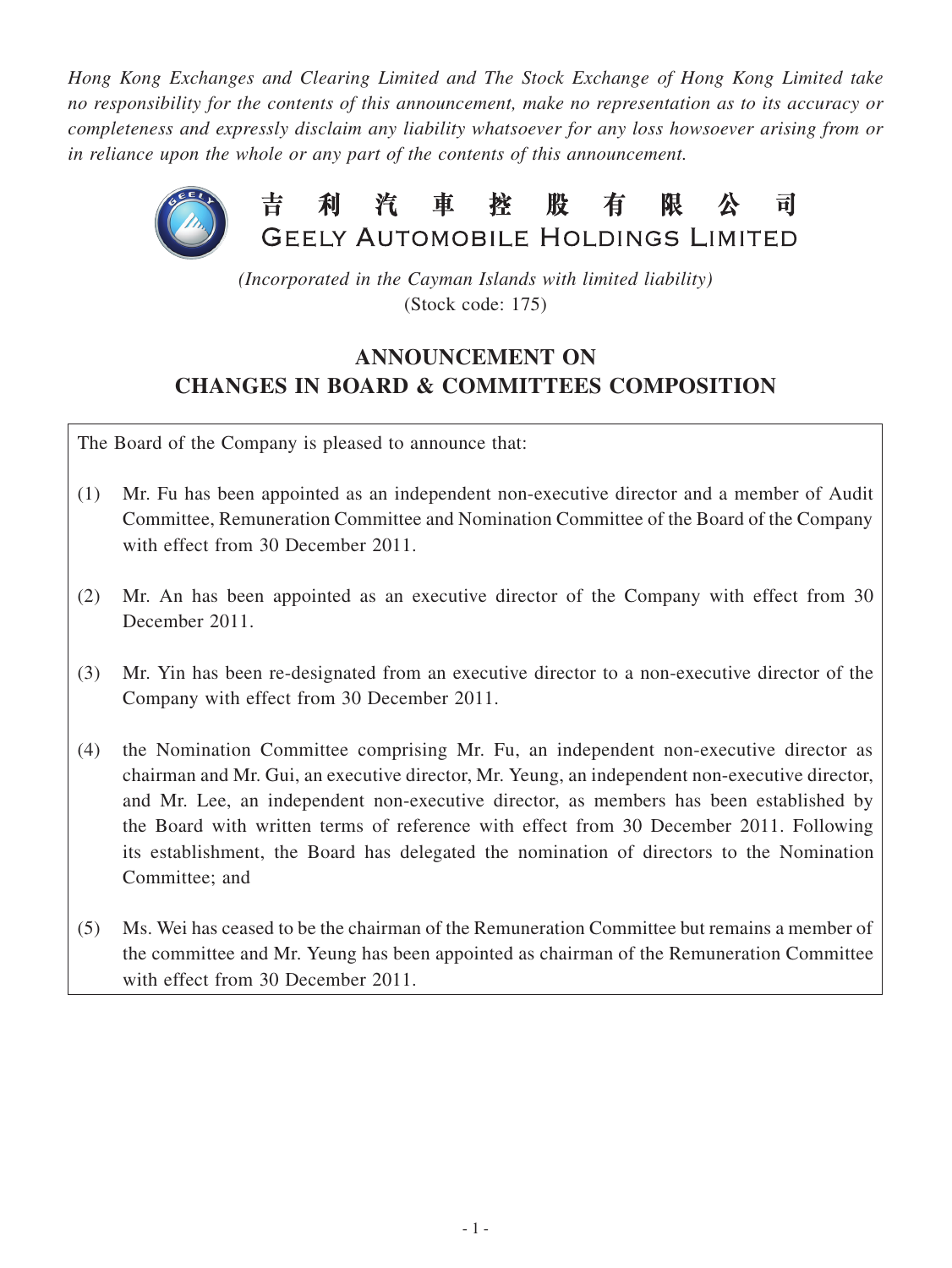*Hong Kong Exchanges and Clearing Limited and The Stock Exchange of Hong Kong Limited take no responsibility for the contents of this announcement, make no representation as to its accuracy or completeness and expressly disclaim any liability whatsoever for any loss howsoever arising from or in reliance upon the whole or any part of the contents of this announcement.*

# 吉利汽車控股有限公司
# GEELY AUTOMOBILE HOLDINGS LIMITED

*(Incorporated in the Cayman Islands with limited liability)*
(Stock code: 175)

## ANNOUNCEMENT ON CHANGES IN BOARD & COMMITTEES COMPOSITION

The Board of the Company is pleased to announce that:

(1) Mr. Fu has been appointed as an independent non-executive director and a member of Audit Committee, Remuneration Committee and Nomination Committee of the Board of the Company with effect from 30 December 2011.

(2) Mr. An has been appointed as an executive director of the Company with effect from 30 December 2011.

(3) Mr. Yin has been re-designated from an executive director to a non-executive director of the Company with effect from 30 December 2011.

(4) the Nomination Committee comprising Mr. Fu, an independent non-executive director as chairman and Mr. Gui, an executive director, Mr. Yeung, an independent non-executive director, and Mr. Lee, an independent non-executive director, as members has been established by the Board with written terms of reference with effect from 30 December 2011. Following its establishment, the Board has delegated the nomination of directors to the Nomination Committee; and

(5) Ms. Wei has ceased to be the chairman of the Remuneration Committee but remains a member of the committee and Mr. Yeung has been appointed as chairman of the Remuneration Committee with effect from 30 December 2011.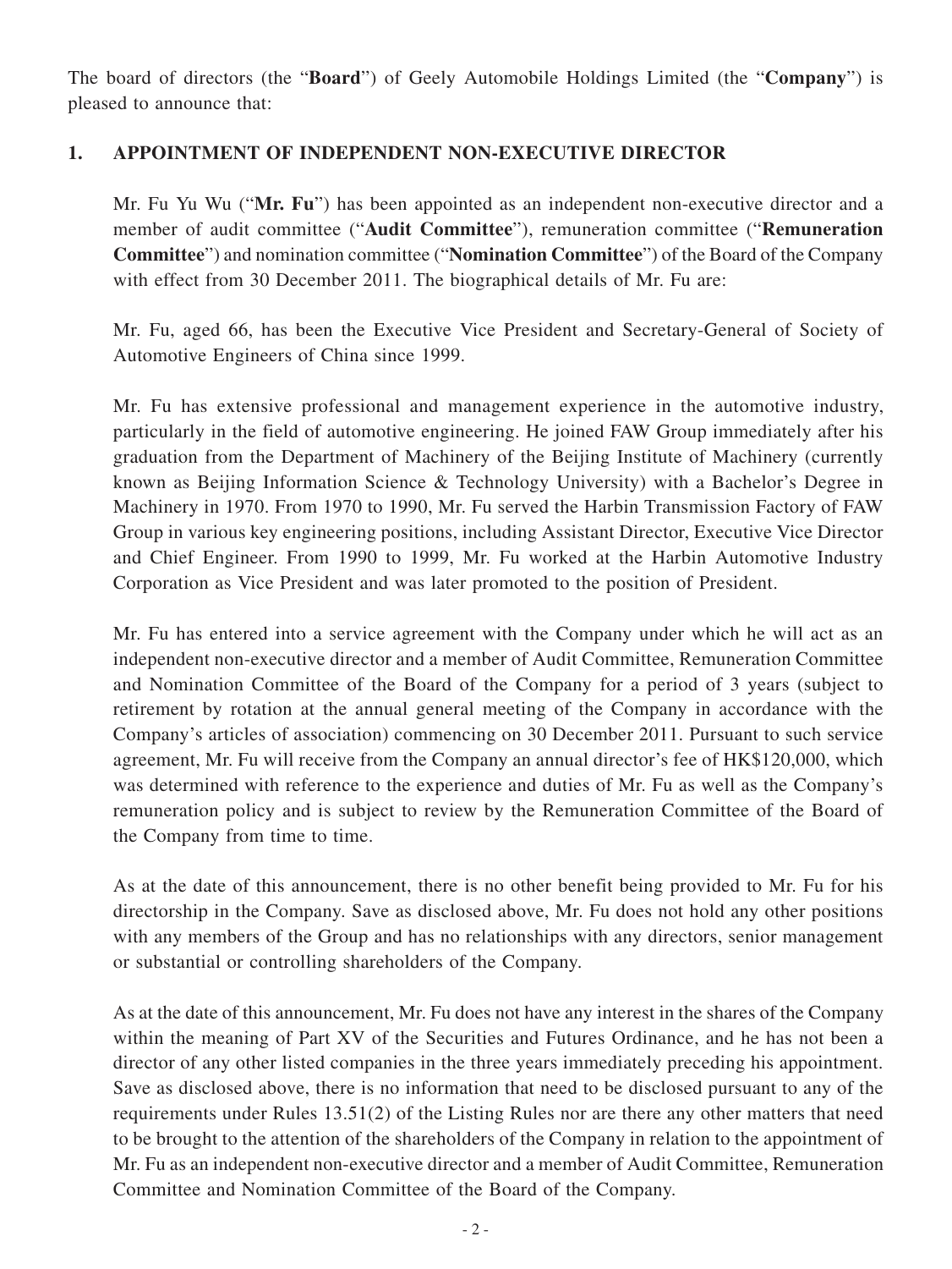The board of directors (the "**Board**") of Geely Automobile Holdings Limited (the "**Company**") is pleased to announce that:

## 1. APPOINTMENT OF INDEPENDENT NON-EXECUTIVE DIRECTOR

Mr. Fu Yu Wu ("**Mr. Fu**") has been appointed as an independent non-executive director and a member of audit committee ("**Audit Committee**"), remuneration committee ("**Remuneration Committee**") and nomination committee ("**Nomination Committee**") of the Board of the Company with effect from 30 December 2011. The biographical details of Mr. Fu are:

Mr. Fu, aged 66, has been the Executive Vice President and Secretary-General of Society of Automotive Engineers of China since 1999.

Mr. Fu has extensive professional and management experience in the automotive industry, particularly in the field of automotive engineering. He joined FAW Group immediately after his graduation from the Department of Machinery of the Beijing Institute of Machinery (currently known as Beijing Information Science & Technology University) with a Bachelor's Degree in Machinery in 1970. From 1970 to 1990, Mr. Fu served the Harbin Transmission Factory of FAW Group in various key engineering positions, including Assistant Director, Executive Vice Director and Chief Engineer. From 1990 to 1999, Mr. Fu worked at the Harbin Automotive Industry Corporation as Vice President and was later promoted to the position of President.

Mr. Fu has entered into a service agreement with the Company under which he will act as an independent non-executive director and a member of Audit Committee, Remuneration Committee and Nomination Committee of the Board of the Company for a period of 3 years (subject to retirement by rotation at the annual general meeting of the Company in accordance with the Company's articles of association) commencing on 30 December 2011. Pursuant to such service agreement, Mr. Fu will receive from the Company an annual director's fee of HK$120,000, which was determined with reference to the experience and duties of Mr. Fu as well as the Company's remuneration policy and is subject to review by the Remuneration Committee of the Board of the Company from time to time.

As at the date of this announcement, there is no other benefit being provided to Mr. Fu for his directorship in the Company. Save as disclosed above, Mr. Fu does not hold any other positions with any members of the Group and has no relationships with any directors, senior management or substantial or controlling shareholders of the Company.

As at the date of this announcement, Mr. Fu does not have any interest in the shares of the Company within the meaning of Part XV of the Securities and Futures Ordinance, and he has not been a director of any other listed companies in the three years immediately preceding his appointment. Save as disclosed above, there is no information that need to be disclosed pursuant to any of the requirements under Rules 13.51(2) of the Listing Rules nor are there any other matters that need to be brought to the attention of the shareholders of the Company in relation to the appointment of Mr. Fu as an independent non-executive director and a member of Audit Committee, Remuneration Committee and Nomination Committee of the Board of the Company.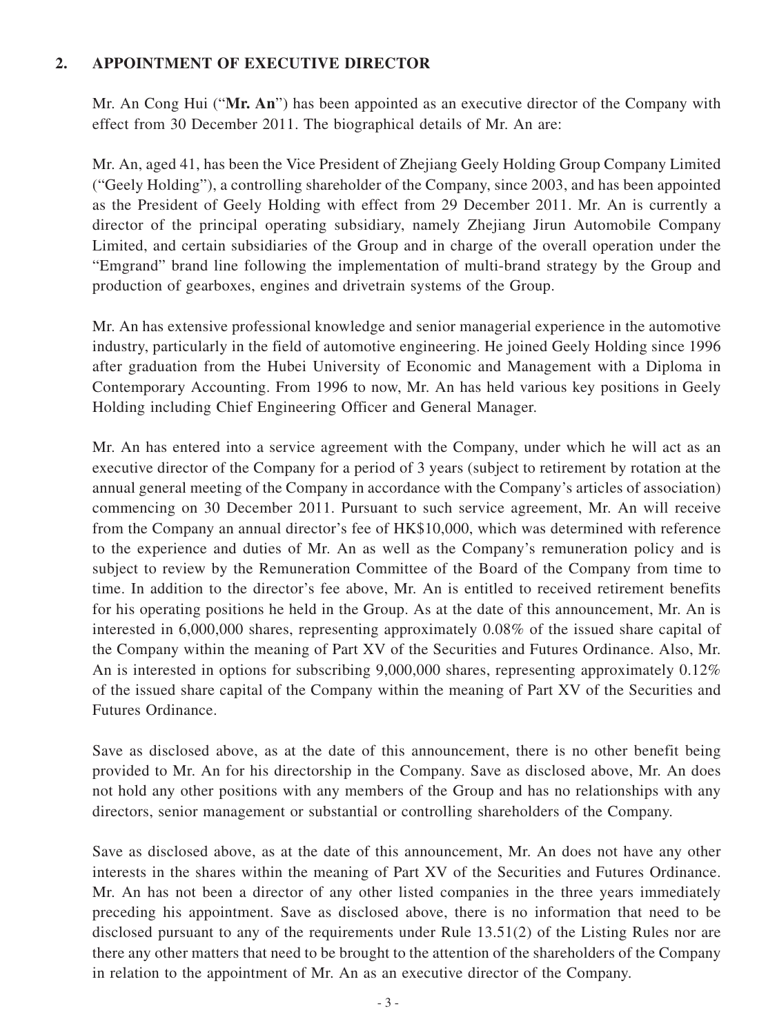## 2. APPOINTMENT OF EXECUTIVE DIRECTOR

Mr. An Cong Hui ("**Mr. An**") has been appointed as an executive director of the Company with effect from 30 December 2011. The biographical details of Mr. An are:

Mr. An, aged 41, has been the Vice President of Zhejiang Geely Holding Group Company Limited ("Geely Holding"), a controlling shareholder of the Company, since 2003, and has been appointed as the President of Geely Holding with effect from 29 December 2011. Mr. An is currently a director of the principal operating subsidiary, namely Zhejiang Jirun Automobile Company Limited, and certain subsidiaries of the Group and in charge of the overall operation under the "Emgrand" brand line following the implementation of multi-brand strategy by the Group and production of gearboxes, engines and drivetrain systems of the Group.

Mr. An has extensive professional knowledge and senior managerial experience in the automotive industry, particularly in the field of automotive engineering. He joined Geely Holding since 1996 after graduation from the Hubei University of Economic and Management with a Diploma in Contemporary Accounting. From 1996 to now, Mr. An has held various key positions in Geely Holding including Chief Engineering Officer and General Manager.

Mr. An has entered into a service agreement with the Company, under which he will act as an executive director of the Company for a period of 3 years (subject to retirement by rotation at the annual general meeting of the Company in accordance with the Company's articles of association) commencing on 30 December 2011. Pursuant to such service agreement, Mr. An will receive from the Company an annual director's fee of HK$10,000, which was determined with reference to the experience and duties of Mr. An as well as the Company's remuneration policy and is subject to review by the Remuneration Committee of the Board of the Company from time to time. In addition to the director's fee above, Mr. An is entitled to received retirement benefits for his operating positions he held in the Group. As at the date of this announcement, Mr. An is interested in 6,000,000 shares, representing approximately 0.08% of the issued share capital of the Company within the meaning of Part XV of the Securities and Futures Ordinance. Also, Mr. An is interested in options for subscribing 9,000,000 shares, representing approximately 0.12% of the issued share capital of the Company within the meaning of Part XV of the Securities and Futures Ordinance.

Save as disclosed above, as at the date of this announcement, there is no other benefit being provided to Mr. An for his directorship in the Company. Save as disclosed above, Mr. An does not hold any other positions with any members of the Group and has no relationships with any directors, senior management or substantial or controlling shareholders of the Company.

Save as disclosed above, as at the date of this announcement, Mr. An does not have any other interests in the shares within the meaning of Part XV of the Securities and Futures Ordinance. Mr. An has not been a director of any other listed companies in the three years immediately preceding his appointment. Save as disclosed above, there is no information that need to be disclosed pursuant to any of the requirements under Rule 13.51(2) of the Listing Rules nor are there any other matters that need to be brought to the attention of the shareholders of the Company in relation to the appointment of Mr. An as an executive director of the Company.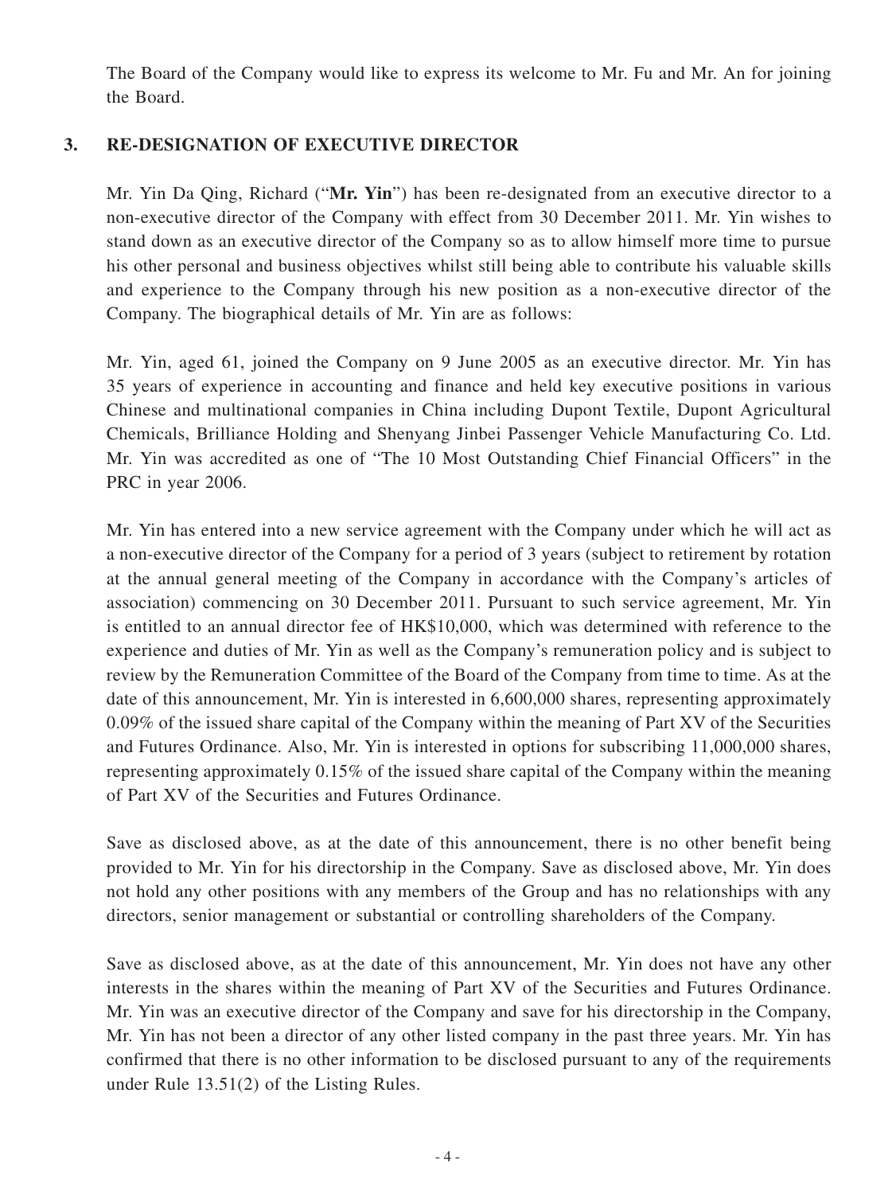The Board of the Company would like to express its welcome to Mr. Fu and Mr. An for joining the Board.

## 3. RE-DESIGNATION OF EXECUTIVE DIRECTOR

Mr. Yin Da Qing, Richard ("**Mr. Yin**") has been re-designated from an executive director to a non-executive director of the Company with effect from 30 December 2011. Mr. Yin wishes to stand down as an executive director of the Company so as to allow himself more time to pursue his other personal and business objectives whilst still being able to contribute his valuable skills and experience to the Company through his new position as a non-executive director of the Company. The biographical details of Mr. Yin are as follows:

Mr. Yin, aged 61, joined the Company on 9 June 2005 as an executive director. Mr. Yin has 35 years of experience in accounting and finance and held key executive positions in various Chinese and multinational companies in China including Dupont Textile, Dupont Agricultural Chemicals, Brilliance Holding and Shenyang Jinbei Passenger Vehicle Manufacturing Co. Ltd. Mr. Yin was accredited as one of "The 10 Most Outstanding Chief Financial Officers" in the PRC in year 2006.

Mr. Yin has entered into a new service agreement with the Company under which he will act as a non-executive director of the Company for a period of 3 years (subject to retirement by rotation at the annual general meeting of the Company in accordance with the Company's articles of association) commencing on 30 December 2011. Pursuant to such service agreement, Mr. Yin is entitled to an annual director fee of HK$10,000, which was determined with reference to the experience and duties of Mr. Yin as well as the Company's remuneration policy and is subject to review by the Remuneration Committee of the Board of the Company from time to time. As at the date of this announcement, Mr. Yin is interested in 6,600,000 shares, representing approximately 0.09% of the issued share capital of the Company within the meaning of Part XV of the Securities and Futures Ordinance. Also, Mr. Yin is interested in options for subscribing 11,000,000 shares, representing approximately 0.15% of the issued share capital of the Company within the meaning of Part XV of the Securities and Futures Ordinance.

Save as disclosed above, as at the date of this announcement, there is no other benefit being provided to Mr. Yin for his directorship in the Company. Save as disclosed above, Mr. Yin does not hold any other positions with any members of the Group and has no relationships with any directors, senior management or substantial or controlling shareholders of the Company.

Save as disclosed above, as at the date of this announcement, Mr. Yin does not have any other interests in the shares within the meaning of Part XV of the Securities and Futures Ordinance. Mr. Yin was an executive director of the Company and save for his directorship in the Company, Mr. Yin has not been a director of any other listed company in the past three years. Mr. Yin has confirmed that there is no other information to be disclosed pursuant to any of the requirements under Rule 13.51(2) of the Listing Rules.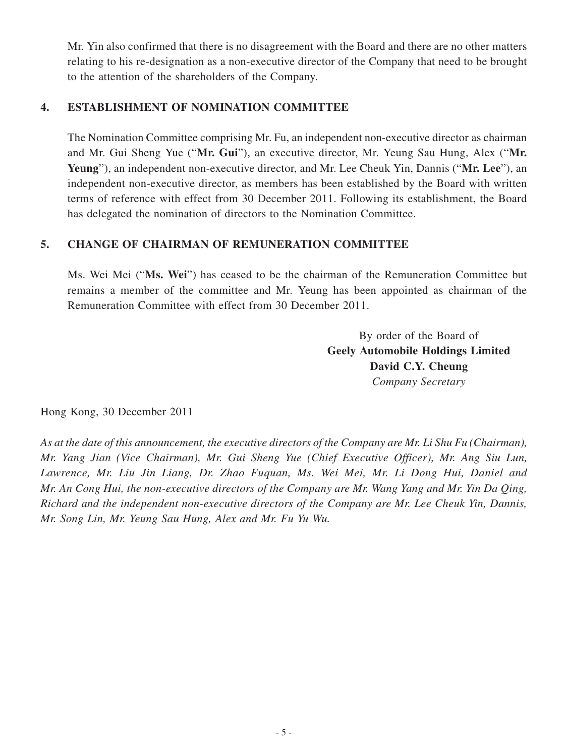Mr. Yin also confirmed that there is no disagreement with the Board and there are no other matters relating to his re-designation as a non-executive director of the Company that need to be brought to the attention of the shareholders of the Company.

## 4. ESTABLISHMENT OF NOMINATION COMMITTEE

The Nomination Committee comprising Mr. Fu, an independent non-executive director as chairman and Mr. Gui Sheng Yue ("**Mr. Gui**"), an executive director, Mr. Yeung Sau Hung, Alex ("**Mr. Yeung**"), an independent non-executive director, and Mr. Lee Cheuk Yin, Dannis ("**Mr. Lee**"), an independent non-executive director, as members has been established by the Board with written terms of reference with effect from 30 December 2011. Following its establishment, the Board has delegated the nomination of directors to the Nomination Committee.

## 5. CHANGE OF CHAIRMAN OF REMUNERATION COMMITTEE

Ms. Wei Mei ("**Ms. Wei**") has ceased to be the chairman of the Remuneration Committee but remains a member of the committee and Mr. Yeung has been appointed as chairman of the Remuneration Committee with effect from 30 December 2011.

By order of the Board of
**Geely Automobile Holdings Limited**
**David C.Y. Cheung**
*Company Secretary*

Hong Kong, 30 December 2011

*As at the date of this announcement, the executive directors of the Company are Mr. Li Shu Fu (Chairman), Mr. Yang Jian (Vice Chairman), Mr. Gui Sheng Yue (Chief Executive Officer), Mr. Ang Siu Lun, Lawrence, Mr. Liu Jin Liang, Dr. Zhao Fuquan, Ms. Wei Mei, Mr. Li Dong Hui, Daniel and Mr. An Cong Hui, the non-executive directors of the Company are Mr. Wang Yang and Mr. Yin Da Qing, Richard and the independent non-executive directors of the Company are Mr. Lee Cheuk Yin, Dannis, Mr. Song Lin, Mr. Yeung Sau Hung, Alex and Mr. Fu Yu Wu.*